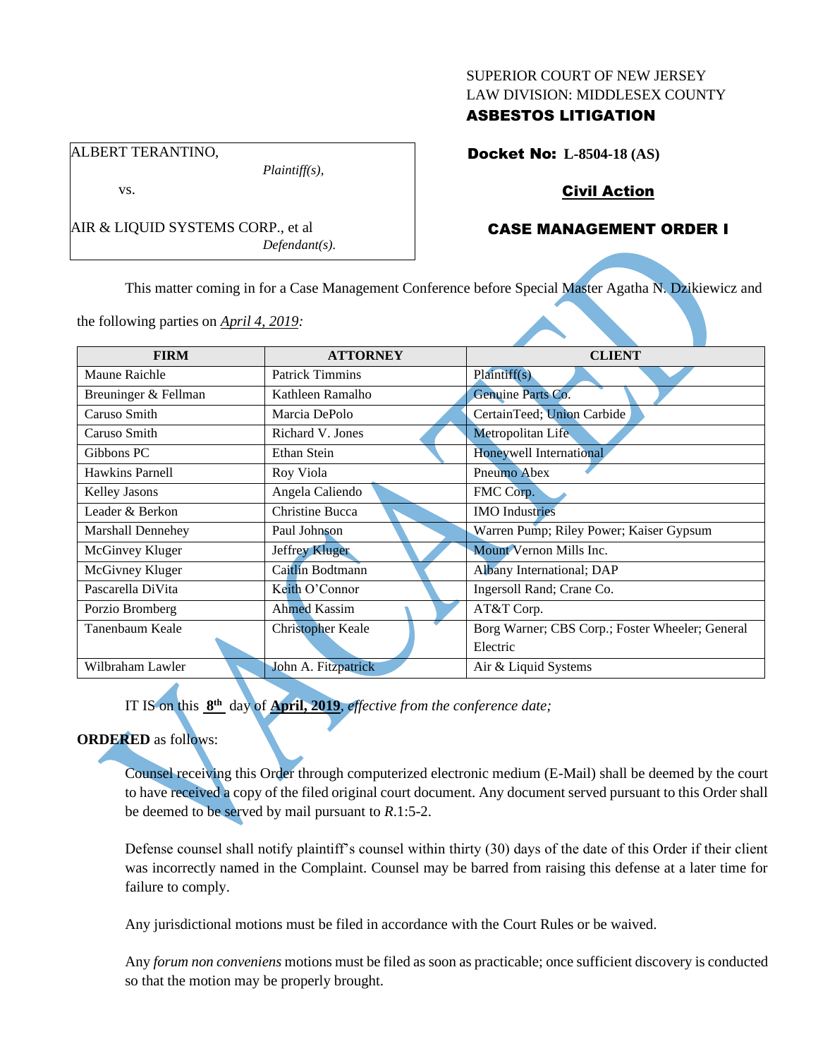SUPERIOR COURT OF NEW JERSEY
LAW DIVISION: MIDDLESEX COUNTY
**ASBESTOS LITIGATION**

ALBERT TERANTINO,
*Plaintiff(s),*

vs.

AIR & LIQUID SYSTEMS CORP., et al
*Defendant(s).*

**Docket No: L-8504-18 (AS)**

**Civil Action**

**CASE MANAGEMENT ORDER I**

This matter coming in for a Case Management Conference before Special Master Agatha N. Dzikiewicz and the following parties on *April 4, 2019:*

| FIRM | ATTORNEY | CLIENT |
|---|---|---|
| Maune Raichle | Patrick Timmins | Plaintiff(s) |
| Breuninger & Fellman | Kathleen Ramalho | Genuine Parts Co. |
| Caruso Smith | Marcia DePolo | CertainTeed; Union Carbide |
| Caruso Smith | Richard V. Jones | Metropolitan Life |
| Gibbons PC | Ethan Stein | Honeywell International |
| Hawkins Parnell | Roy Viola | Pneumo Abex |
| Kelley Jasons | Angela Caliendo | FMC Corp. |
| Leader & Berkon | Christine Bucca | IMO Industries |
| Marshall Dennehey | Paul Johnson | Warren Pump; Riley Power; Kaiser Gypsum |
| McGinvey Kluger | Jeffrey Kluger | Mount Vernon Mills Inc. |
| McGivney Kluger | Caitlin Bodtmann | Albany International; DAP |
| Pascarella DiVita | Keith O'Connor | Ingersoll Rand; Crane Co. |
| Porzio Bromberg | Ahmed Kassim | AT&T Corp. |
| Tanenbaum Keale | Christopher Keale | Borg Warner; CBS Corp.; Foster Wheeler; General Electric |
| Wilbraham Lawler | John A. Fitzpatrick | Air & Liquid Systems |

IT IS on this **8th** day of **April, 2019**, *effective from the conference date;*

**ORDERED** as follows:

Counsel receiving this Order through computerized electronic medium (E-Mail) shall be deemed by the court to have received a copy of the filed original court document. Any document served pursuant to this Order shall be deemed to be served by mail pursuant to *R*.1:5-2.

Defense counsel shall notify plaintiff's counsel within thirty (30) days of the date of this Order if their client was incorrectly named in the Complaint. Counsel may be barred from raising this defense at a later time for failure to comply.

Any jurisdictional motions must be filed in accordance with the Court Rules or be waived.

Any *forum non conveniens* motions must be filed as soon as practicable; once sufficient discovery is conducted so that the motion may be properly brought.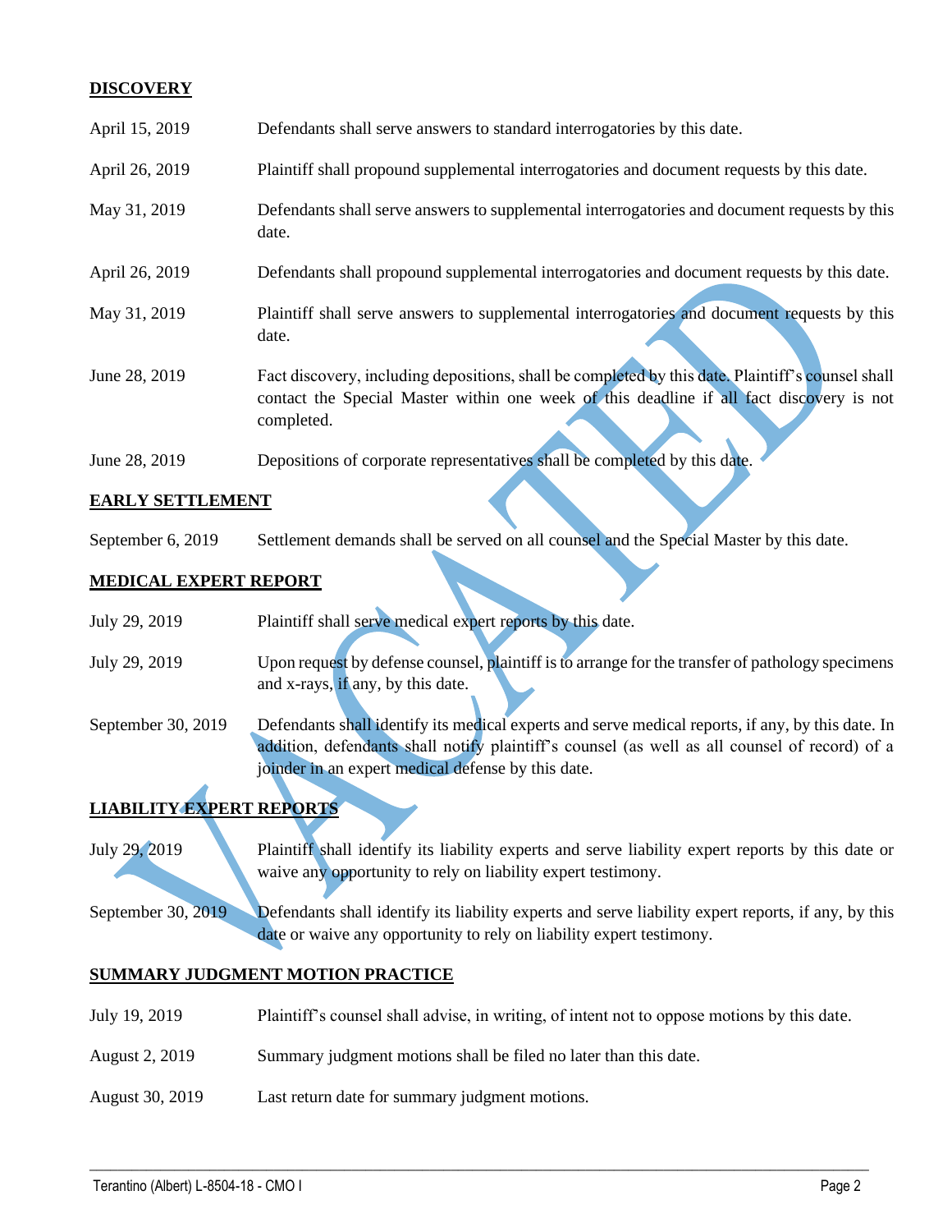## DISCOVERY

| | |
|---|---|
| April 15, 2019 | Defendants shall serve answers to standard interrogatories by this date. |
| April 26, 2019 | Plaintiff shall propound supplemental interrogatories and document requests by this date. |
| May 31, 2019 | Defendants shall serve answers to supplemental interrogatories and document requests by this date. |
| April 26, 2019 | Defendants shall propound supplemental interrogatories and document requests by this date. |
| May 31, 2019 | Plaintiff shall serve answers to supplemental interrogatories and document requests by this date. |
| June 28, 2019 | Fact discovery, including depositions, shall be completed by this date. Plaintiff's counsel shall contact the Special Master within one week of this deadline if all fact discovery is not completed. |
| June 28, 2019 | Depositions of corporate representatives shall be completed by this date. |

## EARLY SETTLEMENT

| | |
|---|---|
| September 6, 2019 | Settlement demands shall be served on all counsel and the Special Master by this date. |

## MEDICAL EXPERT REPORT

| | |
|---|---|
| July 29, 2019 | Plaintiff shall serve medical expert reports by this date. |
| July 29, 2019 | Upon request by defense counsel, plaintiff is to arrange for the transfer of pathology specimens and x-rays, if any, by this date. |
| September 30, 2019 | Defendants shall identify its medical experts and serve medical reports, if any, by this date. In addition, defendants shall notify plaintiff's counsel (as well as all counsel of record) of a joinder in an expert medical defense by this date. |

## LIABILITY EXPERT REPORTS

| | |
|---|---|
| July 29, 2019 | Plaintiff shall identify its liability experts and serve liability expert reports by this date or waive any opportunity to rely on liability expert testimony. |
| September 30, 2019 | Defendants shall identify its liability experts and serve liability expert reports, if any, by this date or waive any opportunity to rely on liability expert testimony. |

## SUMMARY JUDGMENT MOTION PRACTICE

| | |
|---|---|
| July 19, 2019 | Plaintiff's counsel shall advise, in writing, of intent not to oppose motions by this date. |
| August 2, 2019 | Summary judgment motions shall be filed no later than this date. |
| August 30, 2019 | Last return date for summary judgment motions. |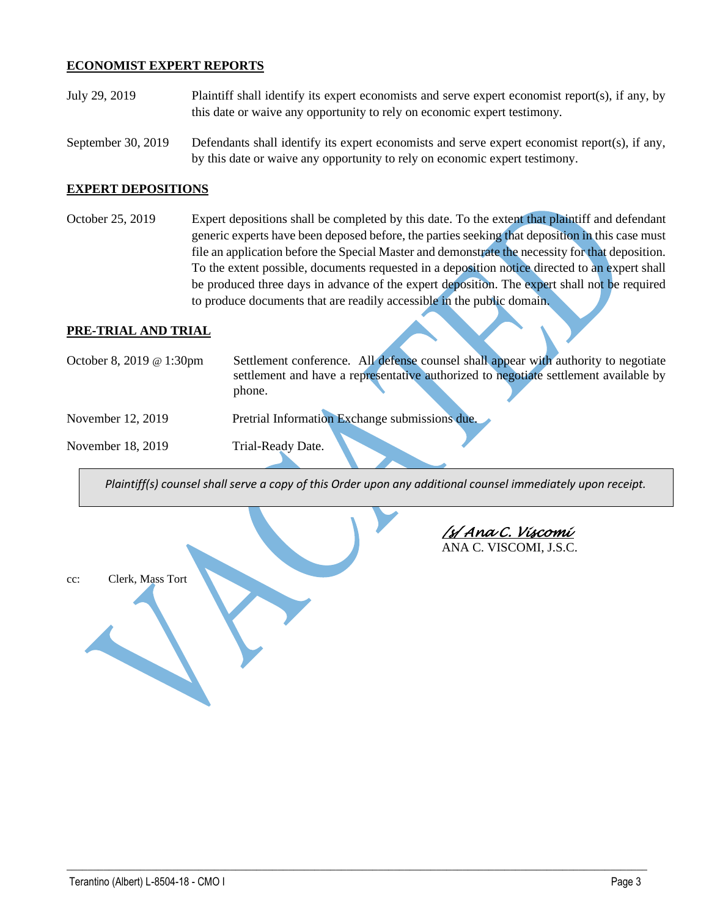**ECONOMIST EXPERT REPORTS**

| | |
|---|---|
| July 29, 2019 | Plaintiff shall identify its expert economists and serve expert economist report(s), if any, by this date or waive any opportunity to rely on economic expert testimony. |
| September 30, 2019 | Defendants shall identify its expert economists and serve expert economist report(s), if any, by this date or waive any opportunity to rely on economic expert testimony. |

**EXPERT DEPOSITIONS**

| | |
|---|---|
| October 25, 2019 | Expert depositions shall be completed by this date. To the extent that plaintiff and defendant generic experts have been deposed before, the parties seeking that deposition in this case must file an application before the Special Master and demonstrate the necessity for that deposition. To the extent possible, documents requested in a deposition notice directed to an expert shall be produced three days in advance of the expert deposition. The expert shall not be required to produce documents that are readily accessible in the public domain. |

**PRE-TRIAL AND TRIAL**

| | |
|---|---|
| October 8, 2019 @ 1:30pm | Settlement conference. All defense counsel shall appear with authority to negotiate settlement and have a representative authorized to negotiate settlement available by phone. |
| November 12, 2019 | Pretrial Information Exchange submissions due. |
| November 18, 2019 | Trial-Ready Date. |

*Plaintiff(s) counsel shall serve a copy of this Order upon any additional counsel immediately upon receipt.*

/s/ Ana C. Viscomi
ANA C. VISCOMI, J.S.C.

cc: Clerk, Mass Tort

VACATED